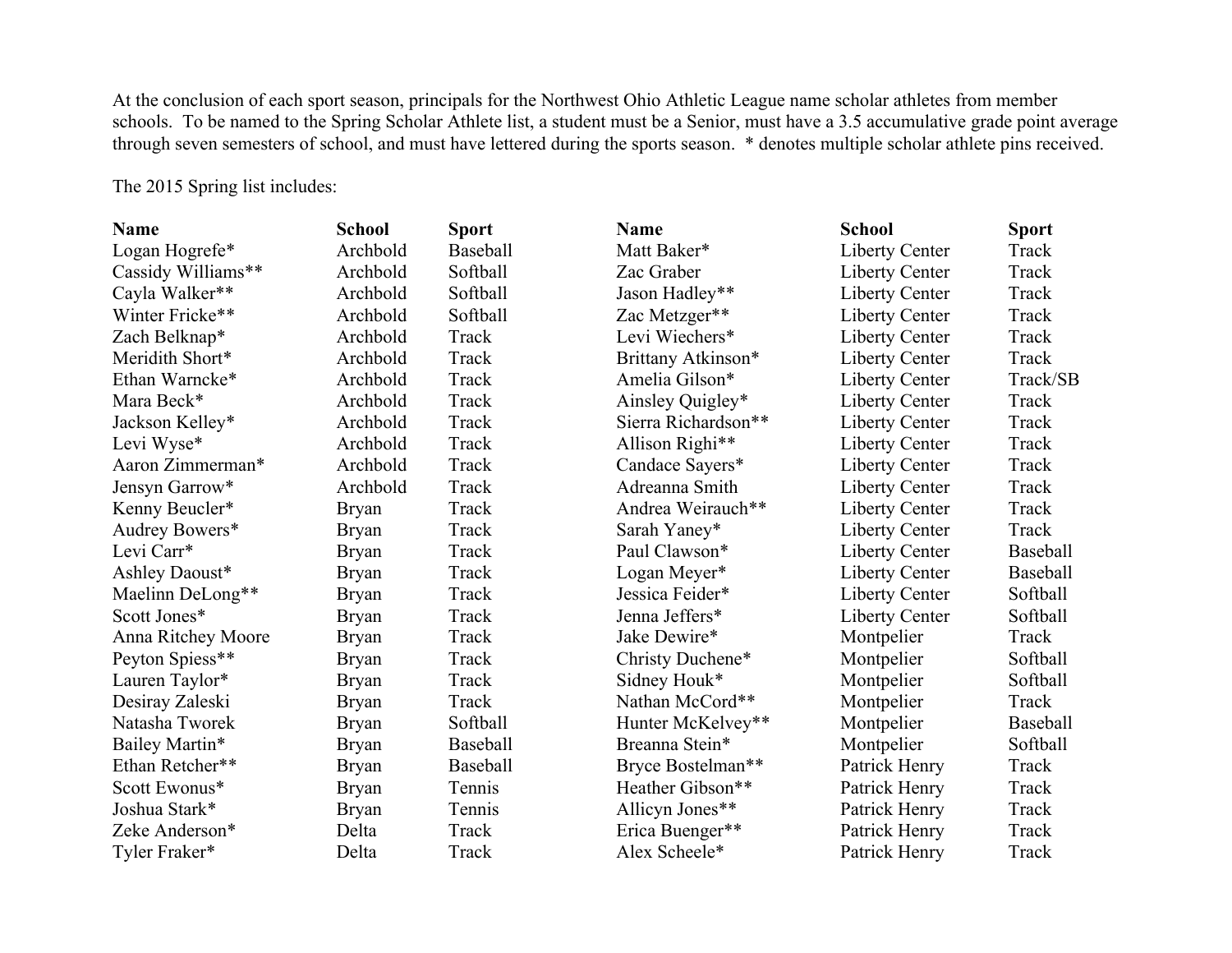At the conclusion of each sport season, principals for the Northwest Ohio Athletic League name scholar athletes from member schools. To be named to the Spring Scholar Athlete list, a student must be a Senior, must have a 3.5 accumulative grade point average through seven semesters of school, and must have lettered during the sports season. * denotes multiple scholar athlete pins received.

The 2015 Spring list includes:

| Name | School | Sport |
|---|---|---|
| Logan Hogrefe* | Archbold | Baseball |
| Cassidy Williams** | Archbold | Softball |
| Cayla Walker** | Archbold | Softball |
| Winter Fricke** | Archbold | Softball |
| Zach Belknap* | Archbold | Track |
| Meridith Short* | Archbold | Track |
| Ethan Warncke* | Archbold | Track |
| Mara Beck* | Archbold | Track |
| Jackson Kelley* | Archbold | Track |
| Levi Wyse* | Archbold | Track |
| Aaron Zimmerman* | Archbold | Track |
| Jensyn Garrow* | Archbold | Track |
| Kenny Beucler* | Bryan | Track |
| Audrey Bowers* | Bryan | Track |
| Levi Carr* | Bryan | Track |
| Ashley Daoust* | Bryan | Track |
| Maelinn DeLong** | Bryan | Track |
| Scott Jones* | Bryan | Track |
| Anna Ritchey Moore | Bryan | Track |
| Peyton Spiess** | Bryan | Track |
| Lauren Taylor* | Bryan | Track |
| Desiray Zaleski | Bryan | Track |
| Natasha Tworek | Bryan | Softball |
| Bailey Martin* | Bryan | Baseball |
| Ethan Retcher** | Bryan | Baseball |
| Scott Ewonus* | Bryan | Tennis |
| Joshua Stark* | Bryan | Tennis |
| Zeke Anderson* | Delta | Track |
| Tyler Fraker* | Delta | Track |
| Matt Baker* | Liberty Center | Track |
| Zac Graber | Liberty Center | Track |
| Jason Hadley** | Liberty Center | Track |
| Zac Metzger** | Liberty Center | Track |
| Levi Wiechers* | Liberty Center | Track |
| Brittany Atkinson* | Liberty Center | Track |
| Amelia Gilson* | Liberty Center | Track/SB |
| Ainsley Quigley* | Liberty Center | Track |
| Sierra Richardson** | Liberty Center | Track |
| Allison Righi** | Liberty Center | Track |
| Candace Sayers* | Liberty Center | Track |
| Adreanna Smith | Liberty Center | Track |
| Andrea Weirauch** | Liberty Center | Track |
| Sarah Yaney* | Liberty Center | Track |
| Paul Clawson* | Liberty Center | Baseball |
| Logan Meyer* | Liberty Center | Baseball |
| Jessica Feider* | Liberty Center | Softball |
| Jenna Jeffers* | Liberty Center | Softball |
| Jake Dewire* | Montpelier | Track |
| Christy Duchene* | Montpelier | Softball |
| Sidney Houk* | Montpelier | Softball |
| Nathan McCord** | Montpelier | Track |
| Hunter McKelvey** | Montpelier | Baseball |
| Breanna Stein* | Montpelier | Softball |
| Bryce Bostelman** | Patrick Henry | Track |
| Heather Gibson** | Patrick Henry | Track |
| Allicyn Jones** | Patrick Henry | Track |
| Erica Buenger** | Patrick Henry | Track |
| Alex Scheele* | Patrick Henry | Track |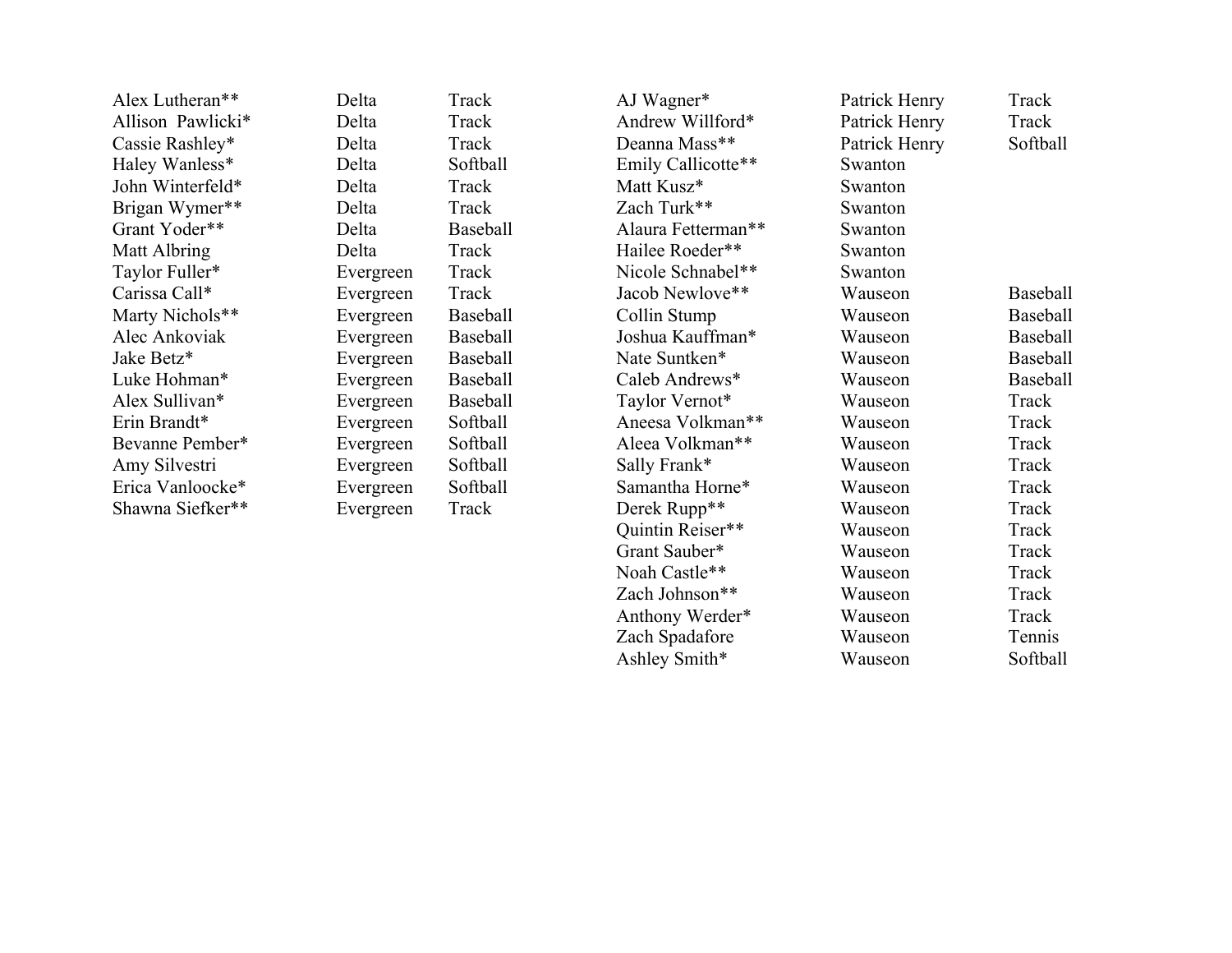| | | |
|---|---|---|
| Alex Lutheran** | Delta | Track |
| Allison  Pawlicki* | Delta | Track |
| Cassie Rashley* | Delta | Track |
| Haley Wanless* | Delta | Softball |
| John Winterfeld* | Delta | Track |
| Brigan Wymer** | Delta | Track |
| Grant Yoder** | Delta | Baseball |
| Matt Albring | Delta | Track |
| Taylor Fuller* | Evergreen | Track |
| Carissa Call* | Evergreen | Track |
| Marty Nichols** | Evergreen | Baseball |
| Alec Ankoviak | Evergreen | Baseball |
| Jake Betz* | Evergreen | Baseball |
| Luke Hohman* | Evergreen | Baseball |
| Alex Sullivan* | Evergreen | Baseball |
| Erin Brandt* | Evergreen | Softball |
| Bevanne Pember* | Evergreen | Softball |
| Amy Silvestri | Evergreen | Softball |
| Erica Vanloocke* | Evergreen | Softball |
| Shawna Siefker** | Evergreen | Track |
| AJ Wagner* | Patrick Henry | Track |
| Andrew Willford* | Patrick Henry | Track |
| Deanna Mass** | Patrick Henry | Softball |
| Emily Callicotte** | Swanton | |
| Matt Kusz* | Swanton | |
| Zach Turk** | Swanton | |
| Alaura Fetterman** | Swanton | |
| Hailee Roeder** | Swanton | |
| Nicole Schnabel** | Swanton | |
| Jacob Newlove** | Wauseon | Baseball |
| Collin Stump | Wauseon | Baseball |
| Joshua Kauffman* | Wauseon | Baseball |
| Nate Suntken* | Wauseon | Baseball |
| Caleb Andrews* | Wauseon | Baseball |
| Taylor Vernot* | Wauseon | Track |
| Aneesa Volkman** | Wauseon | Track |
| Aleea Volkman** | Wauseon | Track |
| Sally Frank* | Wauseon | Track |
| Samantha Horne* | Wauseon | Track |
| Derek Rupp** | Wauseon | Track |
| Quintin Reiser** | Wauseon | Track |
| Grant Sauber* | Wauseon | Track |
| Noah Castle** | Wauseon | Track |
| Zach Johnson** | Wauseon | Track |
| Anthony Werder* | Wauseon | Track |
| Zach Spadafore | Wauseon | Tennis |
| Ashley Smith* | Wauseon | Softball |